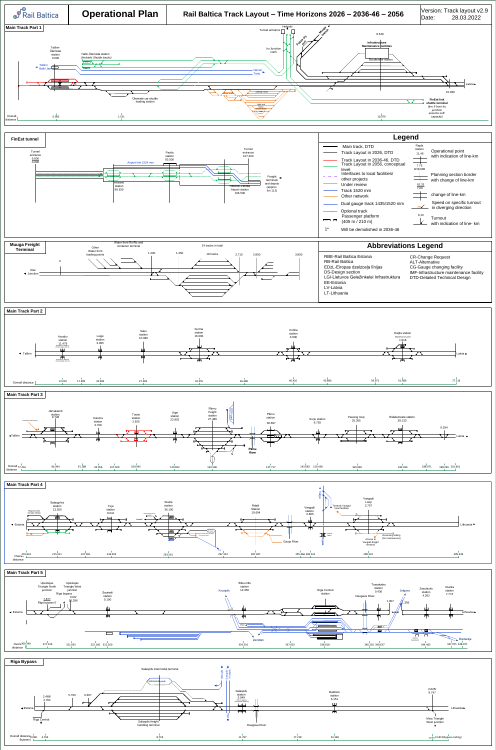# Rail Baltica

## Operational Plan

## Rail Baltica Track Layout – Time Horizons 2026 – 2036-46 – 2056

Version: Track layout v2.9
Date: 28.03.2022

### Main Track Part 1

Tallinn-Ülemiste station 0.000
Tallinn-Ülemiste station (Helsinki Shuttle tracks)
Tallinn Balti Jaam
Ülemiste car shuttle loading station
Helsinki
Tunnel entrance
Iru Junction north
Narva/Tartu
Infrastructure Maintenance facilities
Soodevahe station
FinEst-link shuttle terminal (km 9 from Iru junction assume suff. capacity)
Latvia
Overall distance: 0.000 | 1.531 | 10.079
8.548 | 10.936

### FinEst tunnel

Tunnel entrance 0.000
Pasila station 93.000
Airport link 1524 mm
Tunnel entrance 107.400
Helsinki station 89.630
Helsinki-Vantaa Airport station 106.530
Freight terminals and depots (approx. km 112)

### Legend

- Main track, DTD
- Track Layout in 2026, DTD
- Track Layout in 2036-46, DTD
- Track Layout in 2056, conceptual level
- Interfaces to local facilities/ other projects
- Under review
- Track 1520 mm
- Other network
- Dual gauge track 1435/1520 mm
- Optional track
- Passenger platform (405 m / 210 m)
- 1* Will be demolished in 2036-46

- Rapla station 11.46 — Operational point with indication of line-km
- 7.6 0/18.696 — Planning section border with change of line-km
- 92.33 7.00 — change of line-km
- Speed on specific turnout in diverging direction
- 6.10 — Turnout with indication of line- km

### Muuga Freight Terminal

Rae Junction
Other Water front loading points
Water front Ro/Ro and container terminal
24 tracks in total
18 tracks
0 | 1.200 | 1.450 | 2.710 | 2.800 | 3.800

### Abbreviations Legend

- RBE-Rail Baltica Estonia
- RB-Rail Baltica
- EDzL-Eiropas dzelzceļa līnijas
- DS-Design section
- LGI-Lietuvos Geležinkelei Infrastruktura
- EE-Estonia
- LV-Latvia
- LT-Lithuania
- CR-Change Request
- ALT-Alternative
- CG-Gauge changing facility
- IMF-Infrastructure maintenance facility
- DTD-Detailed Technical Design

### Main Track Part 2

Tallinn — Assaku station 11.479 — Luige station 3.095 — Saku station 10.080 — Kurtna station 16.066 — Kohila station 3.936 — Rapla station 1.518 — Latvia
Overall distance: 13.010 | 17.389 | 20.384 | 27.369 | 33.355 | 36.480 | 40.416 | 45.896 | 59.971 | 61.489 | 77.216

### Main Track Part 3

Tallinn — Järvakandi station 9.728 — Kaisma station 3.768 — Tootsi station 2.925 — Urge station 22.802 — Pärnu freight station 27.486 — Pärnu station 30.697 — Pärnu River — Surju station 6.755 — Passing loop 25.355 — Häädemeeste station 39.133 — 9.294 — Latvia
Overall distance: 77.216 | 86.944 | 91.188 | 94.956 | 107.010 | 109.945 | 129.822 | 134.506 | 137.717 | 143.683 | 150.438 | 169.098 | 182.816 | 188.971 | 198.265 | 201.661

### Main Track Part 4

Estonia — Salacgrīva station 13.350 — Tuja station 9.041 — Skulte station 36.100 — Ādaži Station 19.694 — Gauja River — Vangaži station 0.865 — Towards Vangaži local facilities — Vangaži Loop 2.757 — Access to Vangaži freight terminal — Reversing siding (for maintenance) — Lithuania
Overall distance: 201.661 | 215.011 | 227.461 | 236.502 | 263.561 | 267.353 | 287.047 | 295.466 | 296.331 | 298.223 | 309.349

### Main Track Part 5

Estonia — Upeslejas Triangle North junction — Upeslejas Triangle West junction — Riga bypass 0.00/10.296 — 7.877 Riga bypass 0 — Saurieši station 0.100 — Krustpils — Sliktu tilta station 12.350 — Zemitāni — Rīga Central station — Daugava River — Tornakalns station 0.436 — 1.007 — Jelgava — 1.356 — Zasulauks station 4.262 — Imanta station 7.774 — Bolderāja — Lithuania
Overall distance: 309.349 | 317.226 | 321.645 | 322.160 | 322.260 | 334.510 | 337.635 | 338.918 | 340.201 | 340.637 | 344.463 | 347.975 | 348.071

### Riga Bypass

Estonia — Riga Central — 2.469/4.764 — 5.793 — 6.307 — Salaspils intermodal terminal — Salaspils freight handling terminal — Salaspils station 3.049 — Daugava River — Baldone station 6.151 — 2.625/9.747 — Misa Triangle West junction — Lithuania
Overall distance (bypass): 0.000 | 4.764 | 8.718 | 11.767 | 17.218 | 23.369 | 31.815 (bypass ending)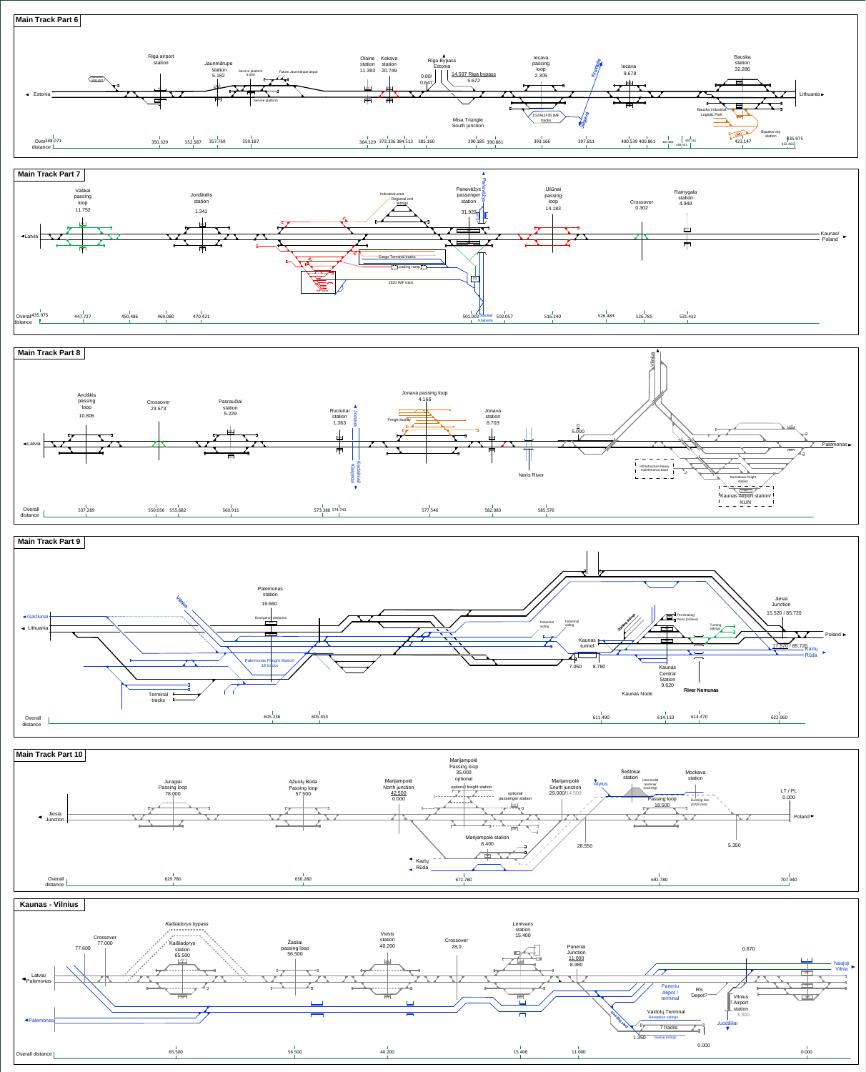## Main Track Part 6

Estonia ◄ — ► Lithuania

- Riga airport station
- Jaunmārupe station 5.182
- Service platform 6.600
- Future Jaunmārupe depot
- Service platform
- Olaine station 11.393
- Kekava station 20.749
- Riga Bypass Estonia
- 0.00/ 0.647
- 14.597 Riga bypass 5.672
- Misa Triangle South junction
- Iecava passing loop 2.305
- 1520&1435 IMF tracks
- Klaipėda
- Jelgava
- Iecava 9.678
- Bauska station 32.286
- Bauska Industrial Logistic Park
- Bauska city station
- 35.975

Overall distance: 348.071 | 350.329 | 352.587 | 357.769 | 359.187 | 364.129 | 373.336 | 384.513 | 385.160 | 390.185 | 390.861 | 393.166 | 397.811 | 400.539 | 400.861 | 401.861 | 405.521 | 423.147 | 432.461

## Main Track Part 7

◄Latvia — Kaunas/ Poland ►

- Vaškai passing loop 11.752
- Joniškėlis station 1.341
- Industrial area
- Regional unit sidings
- Cargo Terminal tracks
- Loading ramp
- 1520 IMF track
- IMF tracks
- Panevėžys passenger station 31.923
- Panevėžys
- Ulūnai passing loop 14.183
- Crossover 0.302
- Ramygala station 4.949

Overall distance: 435.975 | 447.727 | 450.486 | 469.080 | 470.421 | 501.802 | Šiauliai/ Klaipėda | 502.057 | 516.240 | 526.483 | 526.785 | 531.432

## Main Track Part 8

◄Latvia — Palemonas►

- Ancīškis passing loop 10.806
- Crossover 23.573
- Pasraučiai station 5.229
- Ruciunai station 1.363
- Jonava
- Kėdainiai/ Klaipėda
- Jonava passing loop 4.166
- Freight facility
- Jonava station 8.703
- Neris River
- 0 5.000
- Vilnius
- Infrastructure heavy maintenance base
- Karmėlava freight station
- Kaunas Airport station/ KUN

Overall distance: 537.289 | 550.056 | 555.682 | 560.911 | 573.380 | 574.743 | 577.546 | 582.083 | 585.576

## Main Track Part 9

◄Gaiziunai — ◄ Lithuania — Poland ►

- Vilnius
- Palemonas station 19.660
- Emergency platforms
- Palemonas Freight Station 18 tracks
- Terminal tracks
- Industrial siding
- Industrial siding
- Standby sidings
- Terminating tracks (Vilnius)
- Turning sidings
- Kaunas tunnel
- 7.050 | 8.780
- Kaunas Central Station 9.620
- Kaunas Node
- River Nemunas
- Jiesia Junction 15.520 / 85.720
- 17.570 / 85.720
- Kazlų Rūda

Overall distance: 605.236 | 605.453 | 611.490 | 614.110 | 614.470 | 622.060

## Main Track Part 10

◄ Jiesia Junction — Poland►

- Juragiai Passing loop 78.000
- Ąžuolų Būda Passing loop 57.500
- Marijampolė North junction 42.500 0.000
- Marijampolė Passing loop 35.000 optional
- optional freight station
- optional passenger station
- Marijampolė station 8.400
- Kazlų Rūda
- Marijampolė South junction 29.000/14.500
- 28.550
- Alytus
- Šeštokai station
- intermodal terminal (existing)
- Passing loop 18.500
- Existing line (1435 mm)
- Mockava station
- 5.350
- LT / PL 0.000

Overall distance: 629.780 | 650.280 | 672.780 | 692.780 | 707.940

## Kaunas - Vilnius

◄ Latvia/ Palemonas — ◄Palemonas

- Kaišiadorys bypass
- Crossover 77.000
- 77.600
- Kaišiadorys station 65.500
- Žasliai passing loop 56.500
- Vievis station 40.200
- Crossover 28.0
- Lentvaris station 15.400
- Paneriai Junction 11.000 8.980
- Paneriu depot / terminal
- RS Depot?
- Standby yard
- Vaidotų Terminal Reception sidings
- 7 tracks
- loading sidings
- 1.350
- Juodšiliai
- Vilnius Airport station 3.300
- 0.870
- Naujoji Vilnia ►
- 0.000

Overall distance: 65.500 | 56.500 | 40.200 | 15.400 | 11.000 | 0.000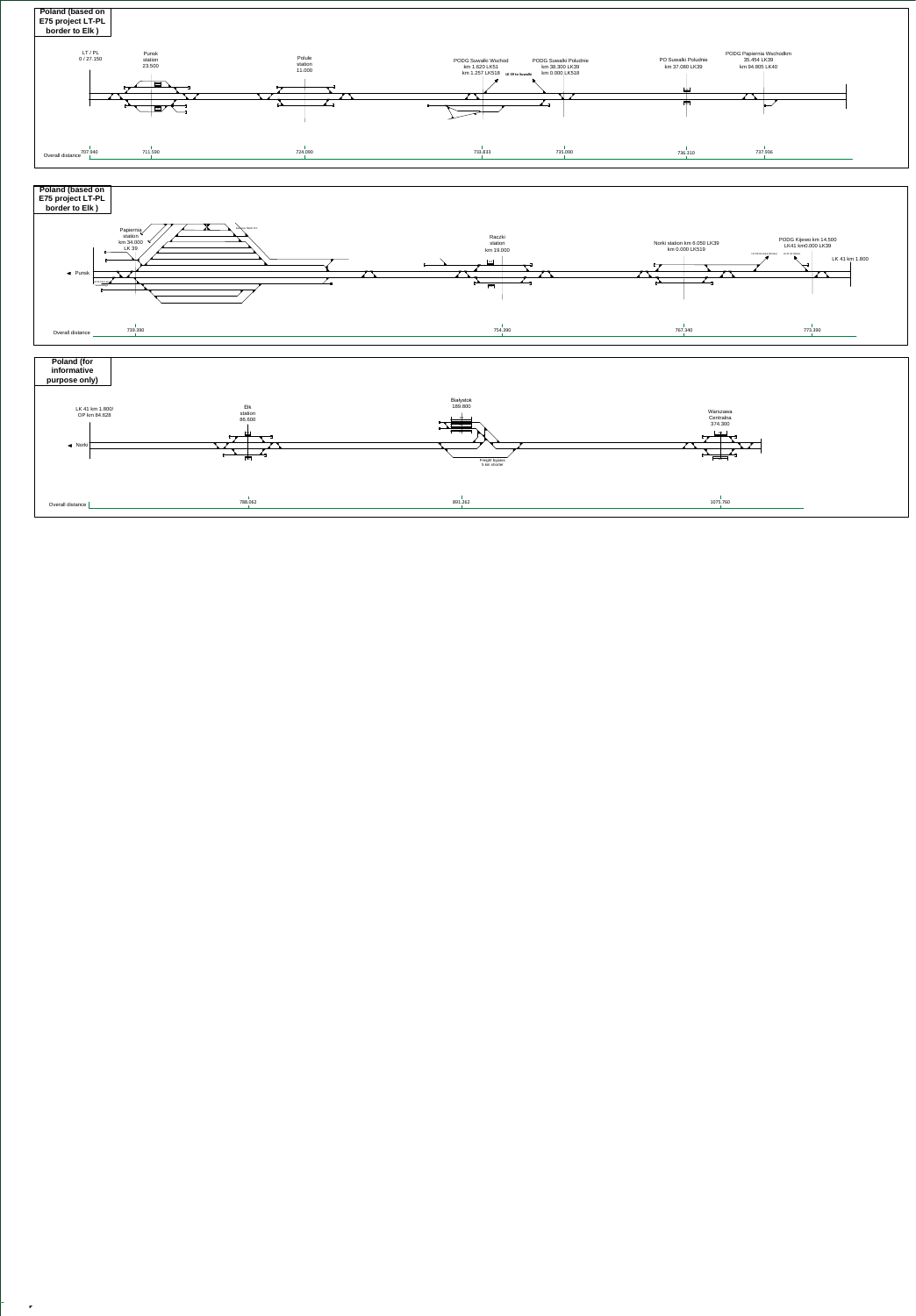## Poland (based on E75 project LT-PL border to Elk )

LT / PL
0 / 27.150

Punsk
station
23.500

Polule
station
11.000

PODG Suwalki Wschod
km 1.620 LK51
km 1.257 LK518

LK 39 to Suwałki

PODG Suwalki Poludnie
km 38.300 LK39
km 0.000 LK518

PO Suwalki Poludnie
km 37.080 LK39

PODG Papiernia Wschodkm
35.454 LK39
km 94.805 LK40

Overall distance 707.940 711.590 724.090 733.833 735.090 736.310 737.936

## Poland (based on E75 project LT-PL border to Elk )

Papiernia
station
km 34.000
LK 39

Raczki
station
km 19.000

Norki station km 6.050 LK39
km 0.000 LK519

PODG Kijewo km 14.500
LK41 km0.000 LK39

LK 41 km 1.800

◄ Punsk

Overall distance 739.390 754.390 767.340 773.390

## Poland (for informative purpose only)

LK 41 km 1.800/
OP km 84.628

Elk
station
86.600

Białystok
189.800

Warszawa
Centralna
374.300

◄ Norki

Freight bypass
6 km shorter

Overall distance 788.062 891.262 1075.760